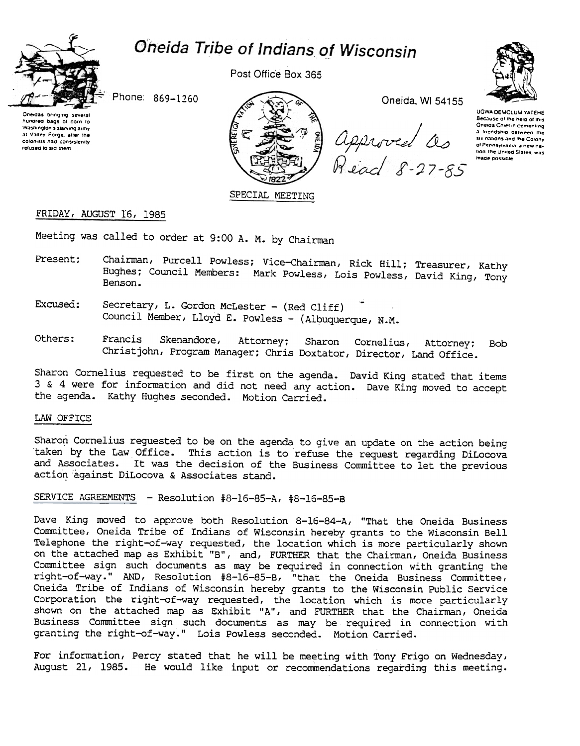# Oneida Tribe of Indians of Wisconsin

Oneidas bringing several hundred bags of corn to Washington's starving army at Valley Forge, after the colonists had consistently refused to aid them

Post Office Box 365

Phone: 869-1260

Oneida, WI 54155

UGWA DEMOLUM YATEHE
Because of the help of this Oneida Chief in cementing a friendship between the six nations and the Colony of Pennsylvania, a new nation, the United States, was made possible

*Approved As Read 8-27-85*

SPECIAL MEETING

FRIDAY, AUGUST 16, 1985

Meeting was called to order at 9:00 A. M. by Chairman

Present: Chairman, Purcell Powless; Vice-Chairman, Rick Hill; Treasurer, Kathy Hughes; Council Members: Mark Powless, Lois Powless, David King, Tony Benson.

Excused: Secretary, L. Gordon McLester - (Red Cliff)
Council Member, Lloyd E. Powless - (Albuquerque, N.M.

Others: Francis Skenandore, Attorney; Sharon Cornelius, Attorney; Bob Christjohn, Program Manager; Chris Doxtator, Director, Land Office.

Sharon Cornelius requested to be first on the agenda. David King stated that items 3 & 4 were for information and did not need any action. Dave King moved to accept the agenda. Kathy Hughes seconded. Motion Carried.

## LAW OFFICE

Sharon Cornelius requested to be on the agenda to give an update on the action being taken by the Law Office. This action is to refuse the request regarding DiLocova and Associates. It was the decision of the Business Committee to let the previous action against DiLocova & Associates stand.

## SERVICE AGREEMENTS - Resolution #8-16-85-A, #8-16-85-B

Dave King moved to approve both Resolution 8-16-84-A, "That the Oneida Business Committee, Oneida Tribe of Indians of Wisconsin hereby grants to the Wisconsin Bell Telephone the right-of-way requested, the location which is more particularly shown on the attached map as Exhibit "B", and, FURTHER that the Chairman, Oneida Business Committee sign such documents as may be required in connection with granting the right-of-way." AND, Resolution #8-16-85-B, "that the Oneida Business Committee, Oneida Tribe of Indians of Wisconsin hereby grants to the Wisconsin Public Service Corporation the right-of-way requested, the location which is more particularly shown on the attached map as Exhibit "A", and FURTHER that the Chairman, Oneida Business Committee sign such documents as may be required in connection with granting the right-of-way." Lois Powless seconded. Motion Carried.

For information, Percy stated that he will be meeting with Tony Frigo on Wednesday, August 21, 1985. He would like input or recommendations regarding this meeting.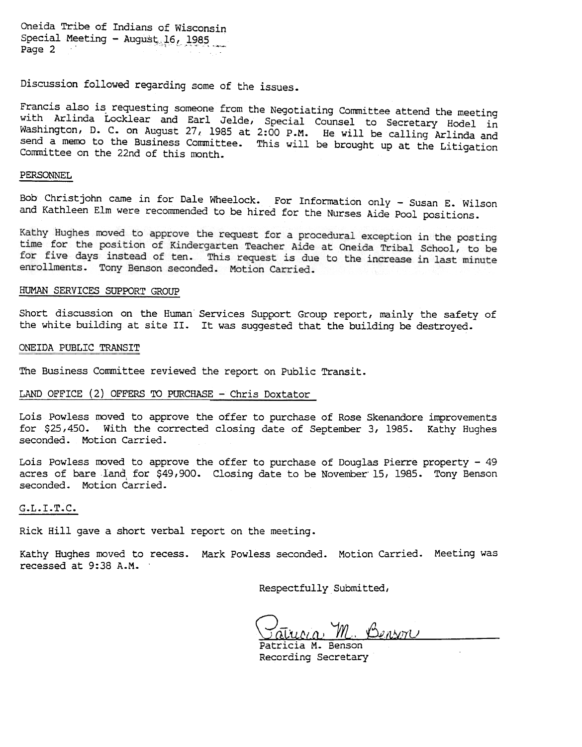Discussion followed regarding some of the issues.

Francis also is requesting someone from the Negotiating Committee attend the meeting with Arlinda Locklear and Earl Jelde, Special Counsel to Secretary Hodel in Washington, D. C. on August 27, 1985 at 2:00 P.M. He will be calling Arlinda and send a memo to the Business Committee. This will be brought up at the Litigation Committee on the 22nd of this month.

PERSONNEL

Bob Christjohn came in for Dale Wheelock. For Information only - Susan E. Wilson and Kathleen Elm were recommended to be hired for the Nurses Aide Pool positions.

Kathy Hughes moved to approve the request for a procedural exception in the posting time for the position of Kindergarten Teacher Aide at Oneida Tribal School, to be for five days instead of ten. This request is due to the increase in last minute enrollments. Tony Benson seconded. Motion Carried.

HUMAN SERVICES SUPPORT GROUP

Short discussion on the Human Services Support Group report, mainly the safety of the white building at site II. It was suggested that the building be destroyed.

ONEIDA PUBLIC TRANSIT

The Business Committee reviewed the report on Public Transit.

LAND OFFICE (2) OFFERS TO PURCHASE - Chris Doxtator

Lois Powless moved to approve the offer to purchase of Rose Skenandore improvements for $25,450. With the corrected closing date of September 3, 1985. Kathy Hughes seconded. Motion Carried.

Lois Powless moved to approve the offer to purchase of Douglas Pierre property - 49 acres of bare land for $49,900. Closing date to be November 15, 1985. Tony Benson seconded. Motion Carried.

G.L.I.T.C.

Rick Hill gave a short verbal report on the meeting.

Kathy Hughes moved to recess. Mark Powless seconded. Motion Carried. Meeting was recessed at 9:38 A.M.

Respectfully Submitted,

Patricia M. Benson

Patricia M. Benson
Recording Secretary